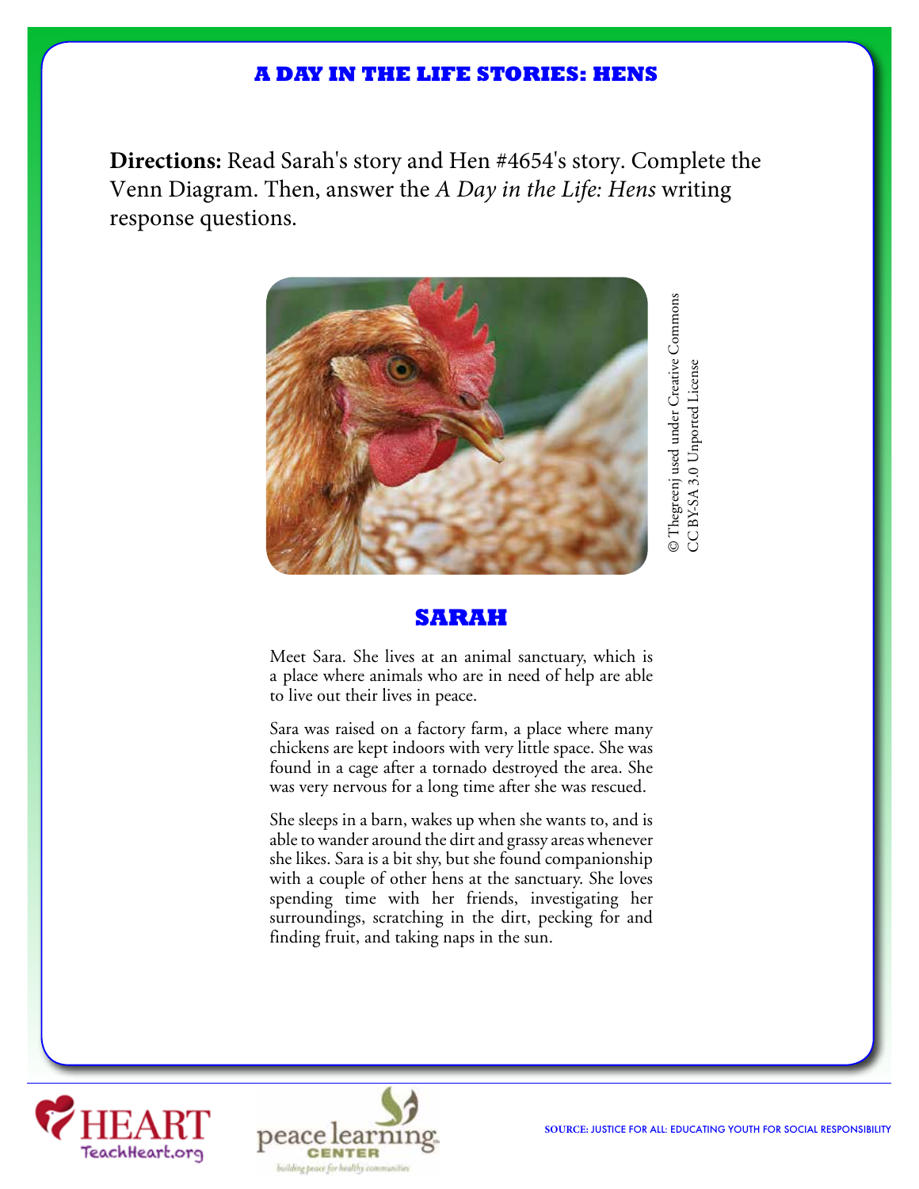# A DAY IN THE LIFE STORIES: HENS

**Directions:** Read Sarah's story and Hen #4654's story. Complete the Venn Diagram. Then, answer the *A Day in the Life: Hens* writing response questions.

© Thegreenj used under Creative Commons CC BY-SA 3.0 Unported License

## SARAH

Meet Sara. She lives at an animal sanctuary, which is a place where animals who are in need of help are able to live out their lives in peace.

Sara was raised on a factory farm, a place where many chickens are kept indoors with very little space. She was found in a cage after a tornado destroyed the area. She was very nervous for a long time after she was rescued.

She sleeps in a barn, wakes up when she wants to, and is able to wander around the dirt and grassy areas whenever she likes. Sara is a bit shy, but she found companionship with a couple of other hens at the sanctuary. She loves spending time with her friends, investigating her surroundings, scratching in the dirt, pecking for and finding fruit, and taking naps in the sun.

SOURCE: JUSTICE FOR ALL: EDUCATING YOUTH FOR SOCIAL RESPONSIBILITY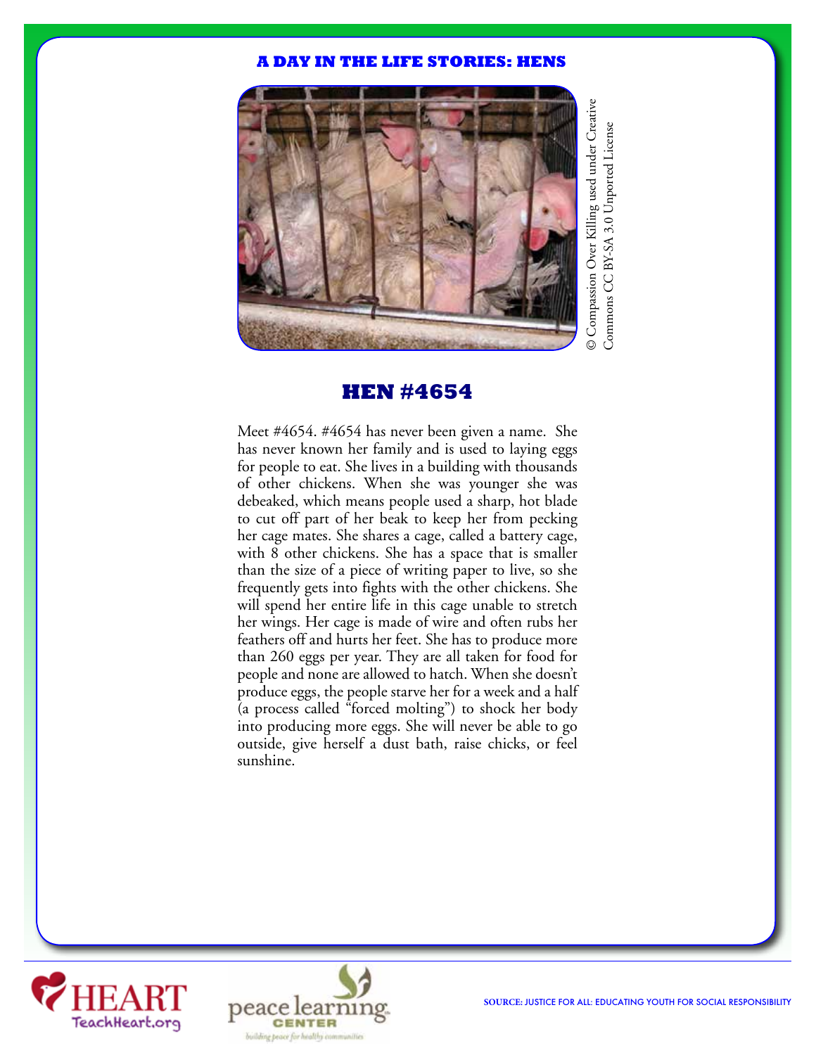**A DAY IN THE LIFE STORIES: HENS**

© Compassion Over Killing used under Creative Commons CC BY-SA 3.0 Unported License

## HEN #4654

Meet #4654. #4654 has never been given a name. She has never known her family and is used to laying eggs for people to eat. She lives in a building with thousands of other chickens. When she was younger she was debeaked, which means people used a sharp, hot blade to cut off part of her beak to keep her from pecking her cage mates. She shares a cage, called a battery cage, with 8 other chickens. She has a space that is smaller than the size of a piece of writing paper to live, so she frequently gets into fights with the other chickens. She will spend her entire life in this cage unable to stretch her wings. Her cage is made of wire and often rubs her feathers off and hurts her feet. She has to produce more than 260 eggs per year. They are all taken for food for people and none are allowed to hatch. When she doesn't produce eggs, the people starve her for a week and a half (a process called "forced molting") to shock her body into producing more eggs. She will never be able to go outside, give herself a dust bath, raise chicks, or feel sunshine.

HEART TeachHeart.org

peace learning CENTER building peace for healthy communities

SOURCE: JUSTICE FOR ALL: EDUCATING YOUTH FOR SOCIAL RESPONSIBILITY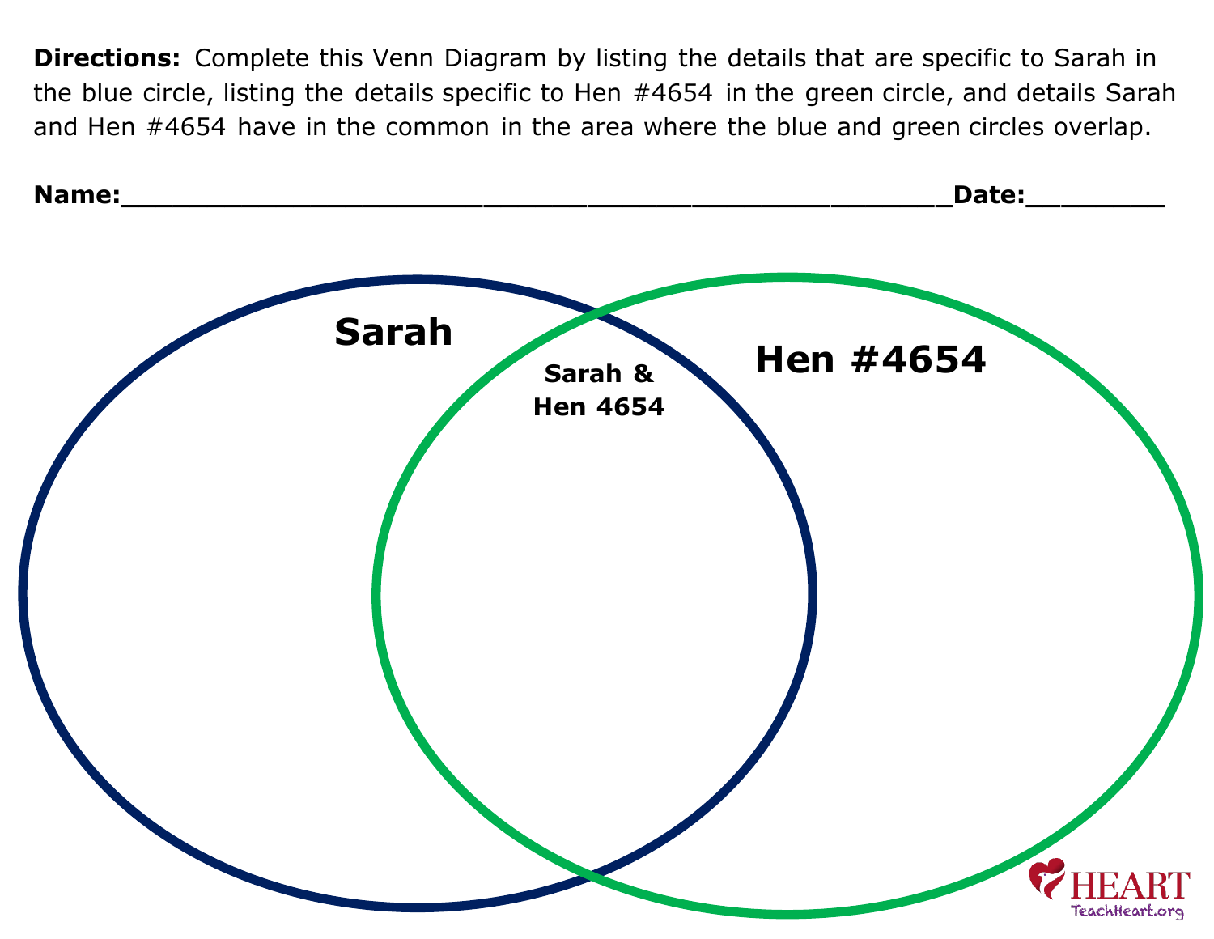**Directions:** Complete this Venn Diagram by listing the details that are specific to Sarah in the blue circle, listing the details specific to Hen #4654 in the green circle, and details Sarah and Hen #4654 have in the common in the area where the blue and green circles overlap.

**Name:**\_\_\_\_\_\_\_\_\_\_\_\_\_\_\_\_\_\_\_\_\_\_\_\_\_\_\_\_\_\_\_\_\_\_\_\_\_\_\_\_\_\_\_\_\_\_\_\_\_\_\_\_**Date:**\_\_\_\_\_\_\_\_\_

**Sarah**

**Sarah & Hen 4654**

**Hen #4654**

HEART
TeachHeart.org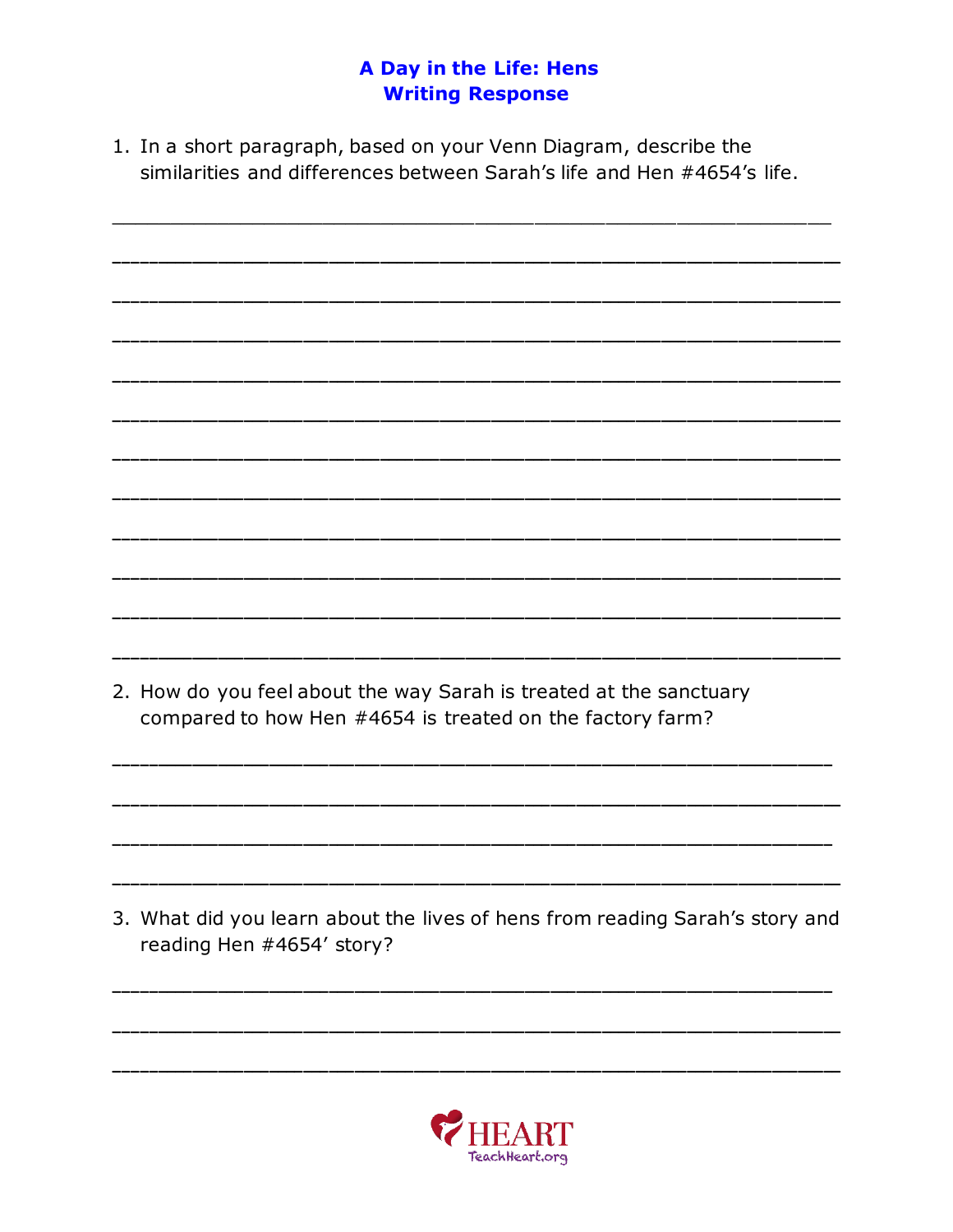# A Day in the Life: Hens
## Writing Response

1. In a short paragraph, based on your Venn Diagram, describe the similarities and differences between Sarah's life and Hen #4654's life.

____________________________________________________________

____________________________________________________________

____________________________________________________________

____________________________________________________________

____________________________________________________________

____________________________________________________________

____________________________________________________________

____________________________________________________________

____________________________________________________________

____________________________________________________________

____________________________________________________________

____________________________________________________________

2. How do you feel about the way Sarah is treated at the sanctuary compared to how Hen #4654 is treated on the factory farm?

____________________________________________________________

____________________________________________________________

____________________________________________________________

____________________________________________________________

3. What did you learn about the lives of hens from reading Sarah's story and reading Hen #4654' story?

____________________________________________________________

____________________________________________________________

____________________________________________________________

HEART
TeachHeart.org